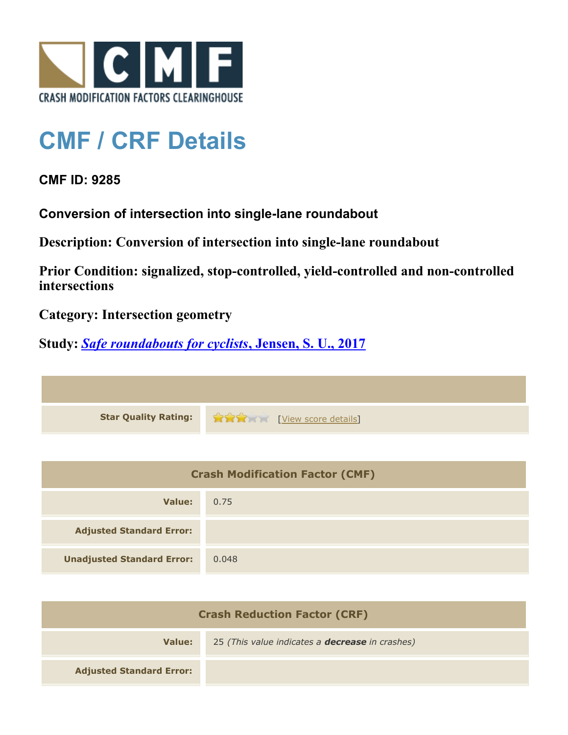CRASH MODIFICATION FACTORS CLEARINGHOUSE

# CMF / CRF Details

## CMF ID: 9285

### Conversion of intersection into single-lane roundabout

**Description: Conversion of intersection into single-lane roundabout**

**Prior Condition: signalized, stop-controlled, yield-controlled and non-controlled intersections**

**Category: Intersection geometry**

**Study: *Safe roundabouts for cyclists*, Jensen, S. U., 2017**

| | |
|---|---|
| **Star Quality Rating:** | 3 of 5 stars [View score details] |

| Crash Modification Factor (CMF) | |
|---|---|
| **Value:** | 0.75 |
| **Adjusted Standard Error:** | |
| **Unadjusted Standard Error:** | 0.048 |

| Crash Reduction Factor (CRF) | |
|---|---|
| **Value:** | 25 *(This value indicates a **decrease** in crashes)* |
| **Adjusted Standard Error:** | |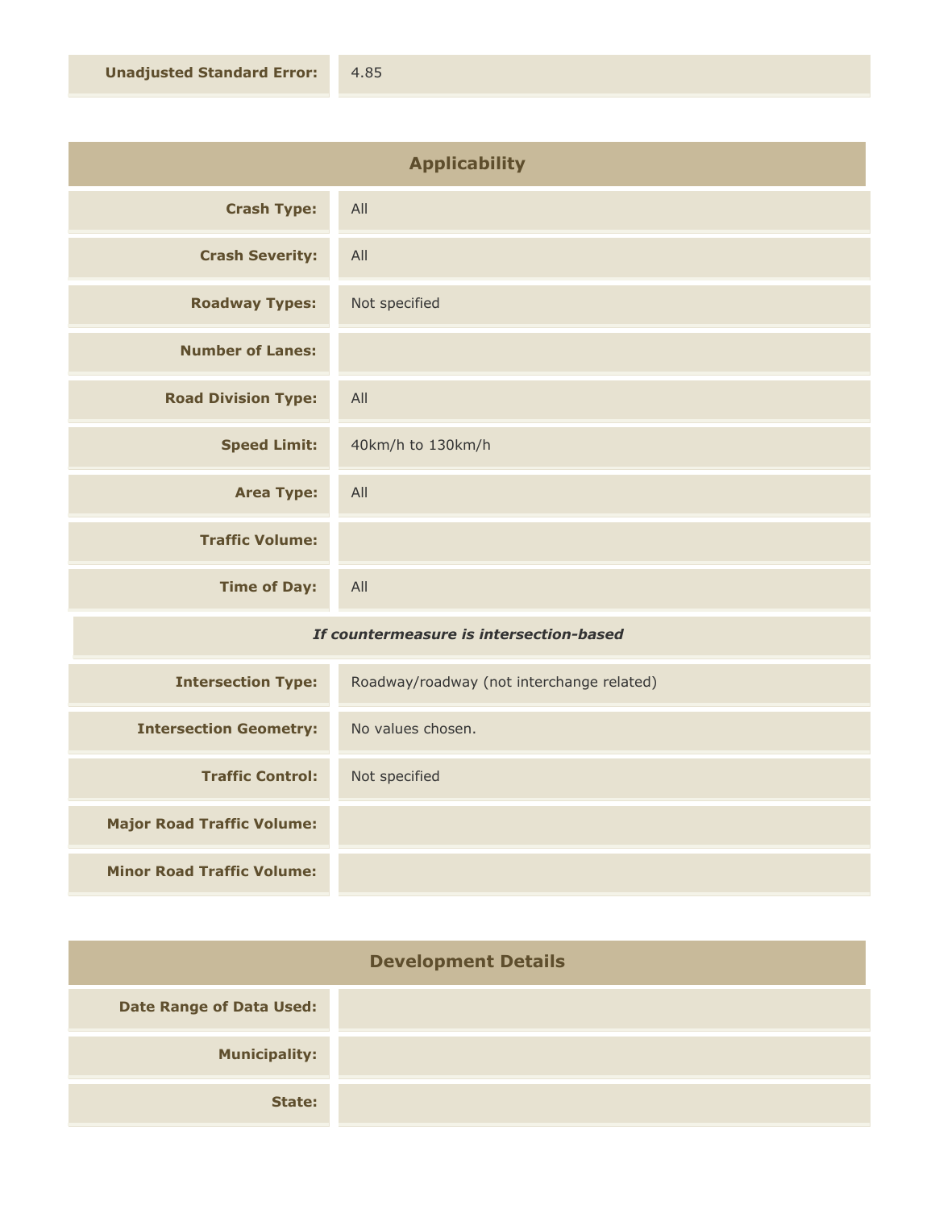| | |
|---|---|
| **Unadjusted Standard Error:** | 4.85 |

## Applicability

| | |
|---|---|
| **Crash Type:** | All |
| **Crash Severity:** | All |
| **Roadway Types:** | Not specified |
| **Number of Lanes:** | |
| **Road Division Type:** | All |
| **Speed Limit:** | 40km/h to 130km/h |
| **Area Type:** | All |
| **Traffic Volume:** | |
| **Time of Day:** | All |

*If countermeasure is intersection-based*

| | |
|---|---|
| **Intersection Type:** | Roadway/roadway (not interchange related) |
| **Intersection Geometry:** | No values chosen. |
| **Traffic Control:** | Not specified |
| **Major Road Traffic Volume:** | |
| **Minor Road Traffic Volume:** | |

## Development Details

| | |
|---|---|
| **Date Range of Data Used:** | |
| **Municipality:** | |
| **State:** | |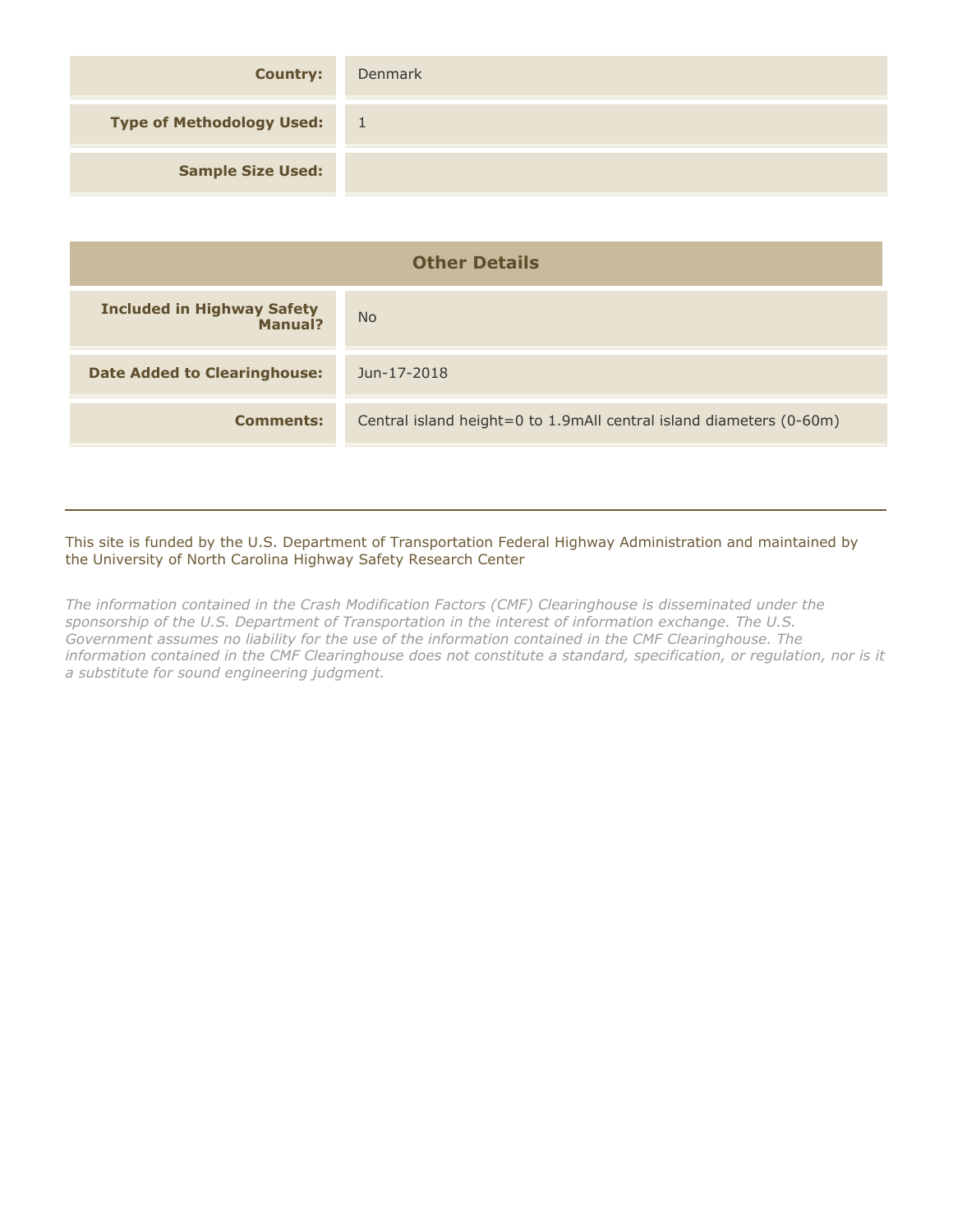| | |
|---|---|
| **Country:** | Denmark |
| **Type of Methodology Used:** | 1 |
| **Sample Size Used:** | |

## Other Details

| | |
|---|---|
| **Included in Highway Safety Manual?** | No |
| **Date Added to Clearinghouse:** | Jun-17-2018 |
| **Comments:** | Central island height=0 to 1.9mAll central island diameters (0-60m) |

---

This site is funded by the U.S. Department of Transportation Federal Highway Administration and maintained by the University of North Carolina Highway Safety Research Center

*The information contained in the Crash Modification Factors (CMF) Clearinghouse is disseminated under the sponsorship of the U.S. Department of Transportation in the interest of information exchange. The U.S. Government assumes no liability for the use of the information contained in the CMF Clearinghouse. The information contained in the CMF Clearinghouse does not constitute a standard, specification, or regulation, nor is it a substitute for sound engineering judgment.*